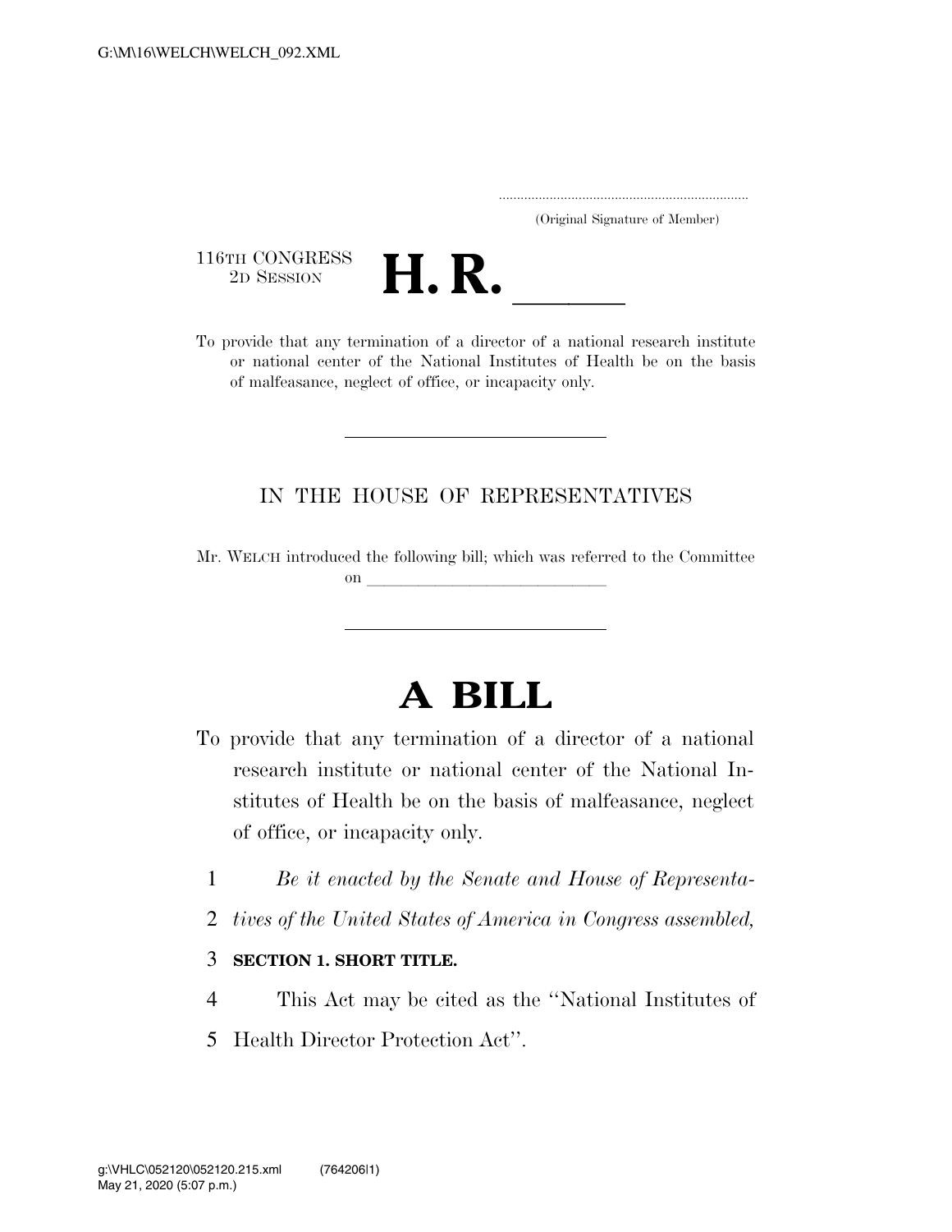(Original Signature of Member)

116TH CONGRESS
2D SESSION

# H. R. ______

To provide that any termination of a director of a national research institute or national center of the National Institutes of Health be on the basis of malfeasance, neglect of office, or incapacity only.

IN THE HOUSE OF REPRESENTATIVES

Mr. WELCH introduced the following bill; which was referred to the Committee on ______________________________

# A BILL

To provide that any termination of a director of a national research institute or national center of the National Institutes of Health be on the basis of malfeasance, neglect of office, or incapacity only.

1 *Be it enacted by the Senate and House of Representa-*
2 *tives of the United States of America in Congress assembled,*

3 **SECTION 1. SHORT TITLE.**

4 This Act may be cited as the "National Institutes of
5 Health Director Protection Act".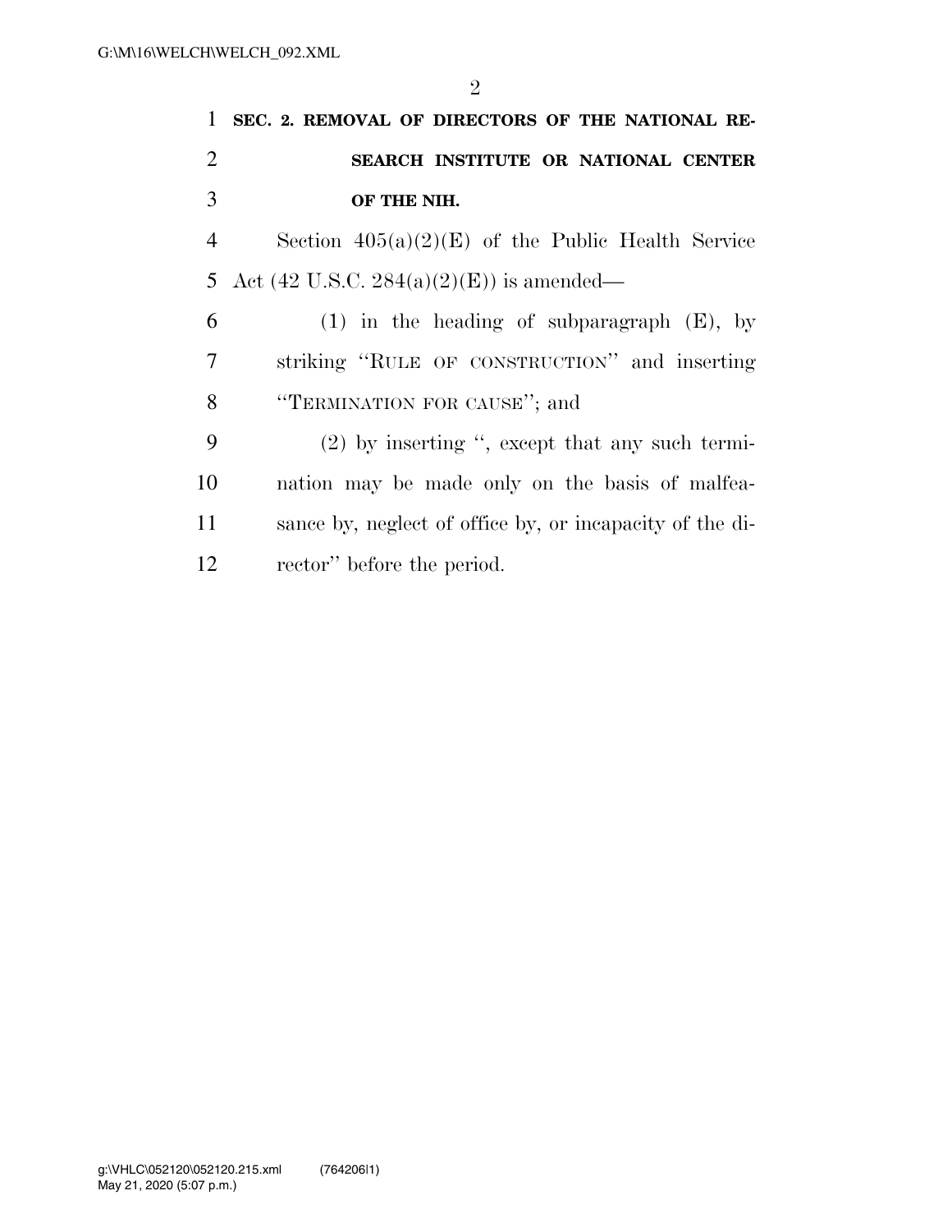**SEC. 2. REMOVAL OF DIRECTORS OF THE NATIONAL RESEARCH INSTITUTE OR NATIONAL CENTER OF THE NIH.**

Section 405(a)(2)(E) of the Public Health Service Act (42 U.S.C. 284(a)(2)(E)) is amended—

(1) in the heading of subparagraph (E), by striking "RULE OF CONSTRUCTION" and inserting "TERMINATION FOR CAUSE"; and

(2) by inserting ", except that any such termination may be made only on the basis of malfeasance by, neglect of office by, or incapacity of the director" before the period.